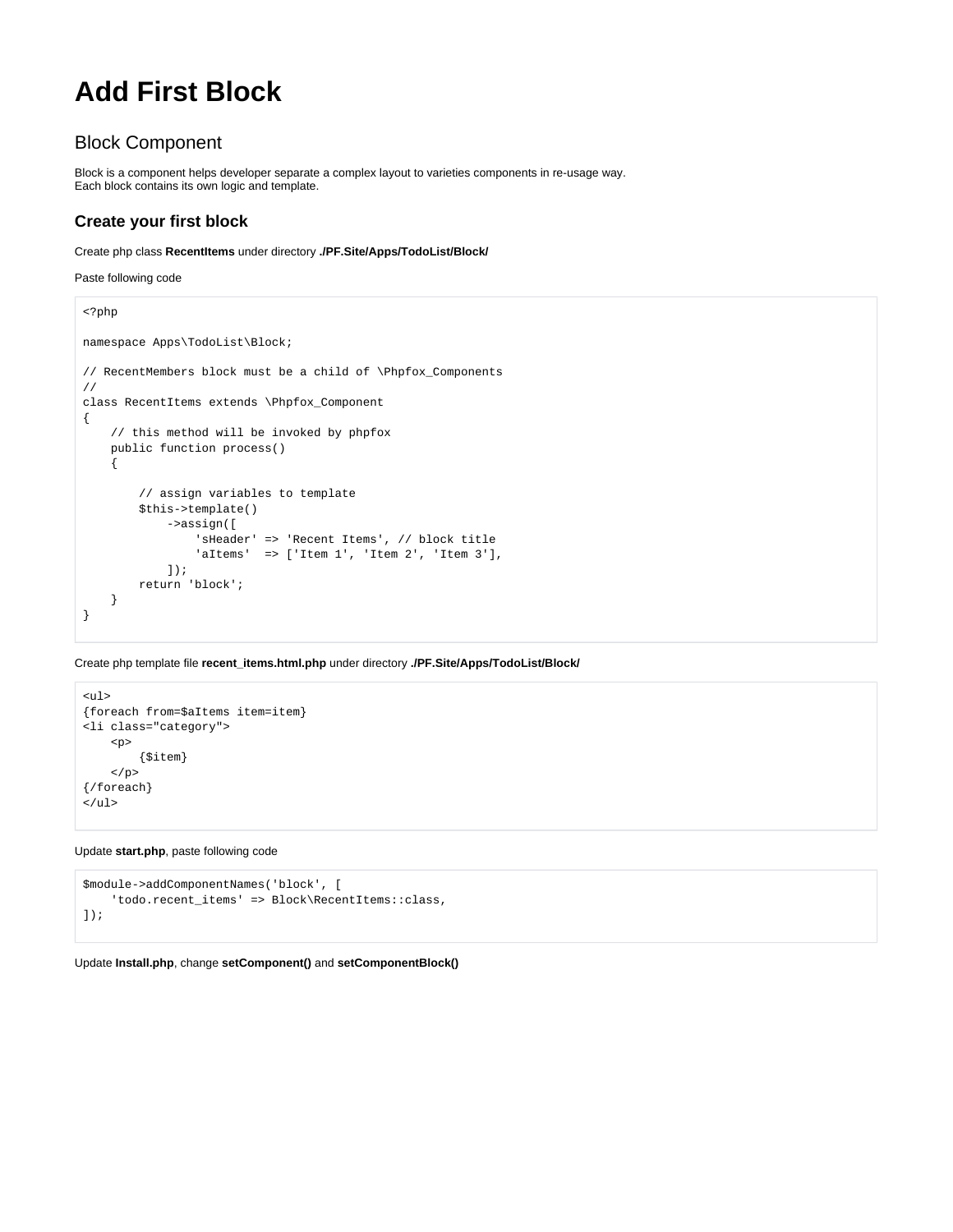# Add First Block

## Block Component

Block is a component helps developer separate a complex layout to varieties components in re-usage way.
Each block contains its own logic and template.

### Create your first block

Create php class **RecentItems** under directory **./PF.Site/Apps/TodoList/Block/**

Paste following code

```
<?php

namespace Apps\TodoList\Block;

// RecentMembers block must be a child of \Phpfox_Components
//
class RecentItems extends \Phpfox_Component
{
    // this method will be invoked by phpfox
    public function process()
    {

        // assign variables to template
        $this->template()
            ->assign([
                'sHeader' => 'Recent Items', // block title
                'aItems'  => ['Item 1', 'Item 2', 'Item 3'],
            ]);
        return 'block';
    }
}
```

Create php template file **recent_items.html.php** under directory **./PF.Site/Apps/TodoList/Block/**

```
<ul>
{foreach from=$aItems item=item}
<li class="category">
    <p>
        {$item}
    </p>
{/foreach}
</ul>
```

Update **start.php**, paste following code

```
$module->addComponentNames('block', [
    'todo.recent_items' => Block\RecentItems::class,
]);
```

Update **Install.php**, change **setComponent()** and **setComponentBlock()**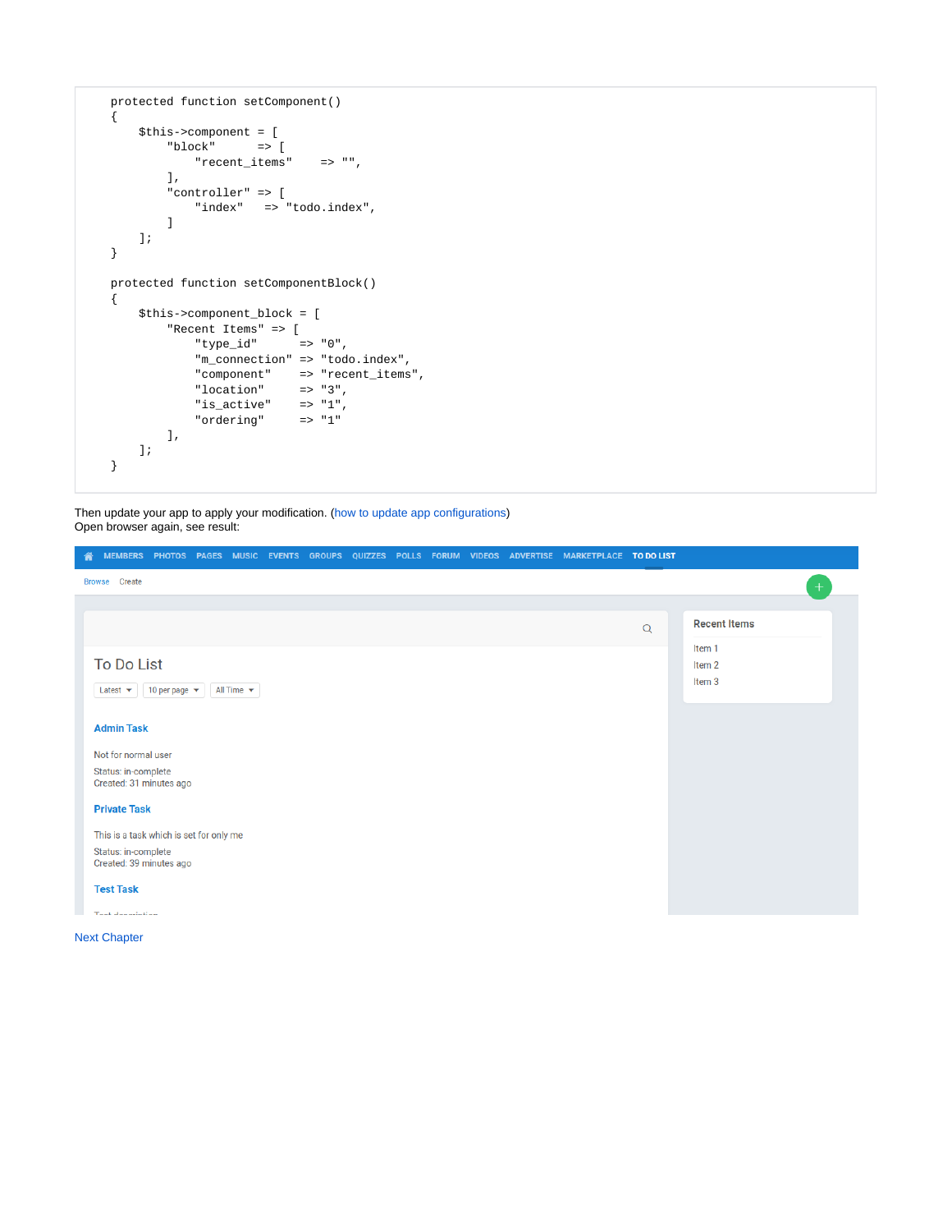```
protected function setComponent()
{
    $this->component = [
        "block"      => [
            "recent_items"    => "",
        ],
        "controller" => [
            "index"   => "todo.index",
        ]
    ];
}

protected function setComponentBlock()
{
    $this->component_block = [
        "Recent Items" => [
            "type_id"      => "0",
            "m_connection" => "todo.index",
            "component"    => "recent_items",
            "location"     => "3",
            "is_active"    => "1",
            "ordering"     => "1"
        ],
    ];
}
```

Then update your app to apply your modification. (how to update app configurations)
Open browser again, see result:

MEMBERS PHOTOS PAGES MUSIC EVENTS GROUPS QUIZZES POLLS FORUM VIDEOS ADVERTISE MARKETPLACE TO DO LIST

Browse Create

To Do List

Latest 10 per page All Time

Admin Task

Not for normal user

Status: in-complete
Created: 31 minutes ago

Private Task

This is a task which is set for only me

Status: in-complete
Created: 39 minutes ago

Test Task

Recent Items

Item 1
Item 2
Item 3

Next Chapter